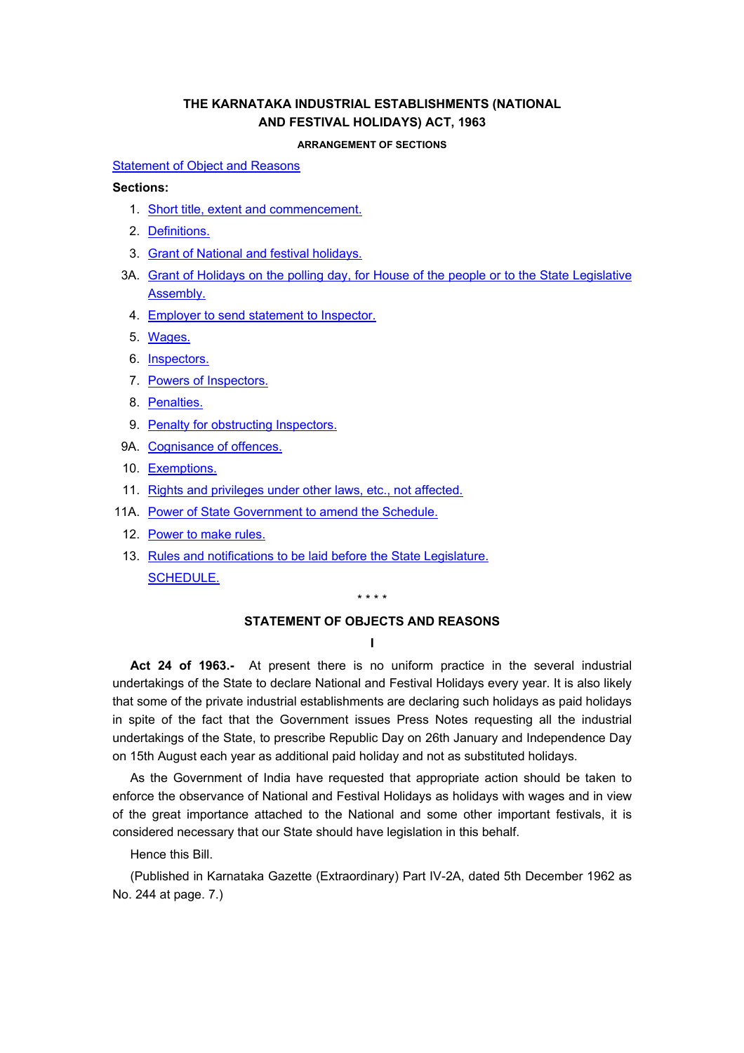# THE KARNATAKA INDUSTRIAL ESTABLISHMENTS (NATIONAL AND FESTIVAL HOLIDAYS) ACT, 1963

### ARRANGEMENT OF SECTIONS

Statement of Object and Reasons

**Sections:**

1. Short title, extent and commencement.
2. Definitions.
3. Grant of National and festival holidays.

3A. Grant of Holidays on the polling day, for House of the people or to the State Legislative Assembly.

4. Employer to send statement to Inspector.
5. Wages.
6. Inspectors.
7. Powers of Inspectors.
8. Penalties.
9. Penalty for obstructing Inspectors.

9A. Cognisance of offences.

10. Exemptions.
11. Rights and privileges under other laws, etc., not affected.

11A. Power of State Government to amend the Schedule.

12. Power to make rules.
13. Rules and notifications to be laid before the State Legislature.

SCHEDULE.

\* \* \* \*

## STATEMENT OF OBJECTS AND REASONS

I

**Act 24 of 1963.-** At present there is no uniform practice in the several industrial undertakings of the State to declare National and Festival Holidays every year. It is also likely that some of the private industrial establishments are declaring such holidays as paid holidays in spite of the fact that the Government issues Press Notes requesting all the industrial undertakings of the State, to prescribe Republic Day on 26th January and Independence Day on 15th August each year as additional paid holiday and not as substituted holidays.

As the Government of India have requested that appropriate action should be taken to enforce the observance of National and Festival Holidays as holidays with wages and in view of the great importance attached to the National and some other important festivals, it is considered necessary that our State should have legislation in this behalf.

Hence this Bill.

(Published in Karnataka Gazette (Extraordinary) Part IV-2A, dated 5th December 1962 as No. 244 at page. 7.)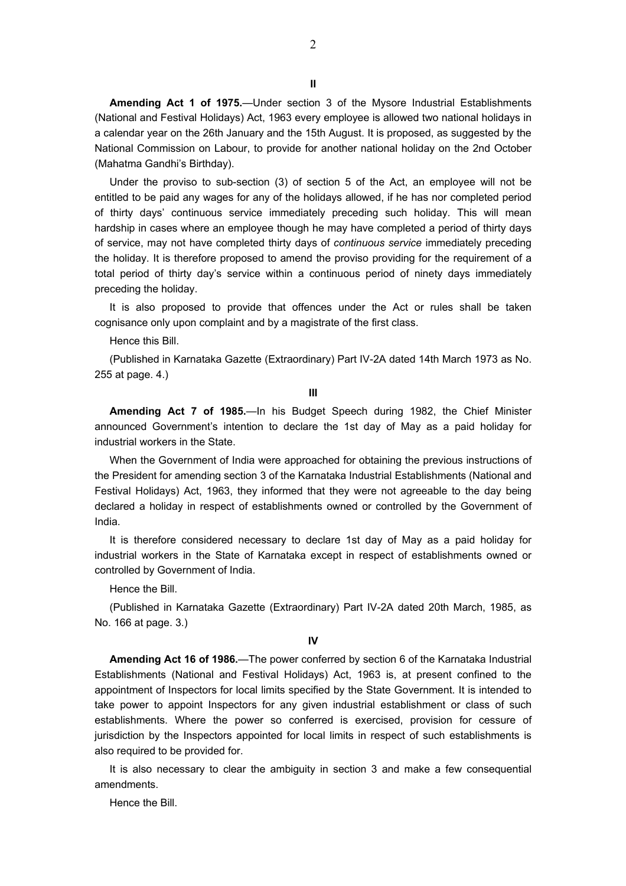**II**

**Amending Act 1 of 1975.**—Under section 3 of the Mysore Industrial Establishments (National and Festival Holidays) Act, 1963 every employee is allowed two national holidays in a calendar year on the 26th January and the 15th August. It is proposed, as suggested by the National Commission on Labour, to provide for another national holiday on the 2nd October (Mahatma Gandhi's Birthday).

Under the proviso to sub-section (3) of section 5 of the Act, an employee will not be entitled to be paid any wages for any of the holidays allowed, if he has nor completed period of thirty days' continuous service immediately preceding such holiday. This will mean hardship in cases where an employee though he may have completed a period of thirty days of service, may not have completed thirty days of *continuous service* immediately preceding the holiday. It is therefore proposed to amend the proviso providing for the requirement of a total period of thirty day's service within a continuous period of ninety days immediately preceding the holiday.

It is also proposed to provide that offences under the Act or rules shall be taken cognisance only upon complaint and by a magistrate of the first class.

Hence this Bill.

(Published in Karnataka Gazette (Extraordinary) Part IV-2A dated 14th March 1973 as No. 255 at page. 4.)

**III**

**Amending Act 7 of 1985.**—In his Budget Speech during 1982, the Chief Minister announced Government's intention to declare the 1st day of May as a paid holiday for industrial workers in the State.

When the Government of India were approached for obtaining the previous instructions of the President for amending section 3 of the Karnataka Industrial Establishments (National and Festival Holidays) Act, 1963, they informed that they were not agreeable to the day being declared a holiday in respect of establishments owned or controlled by the Government of India.

It is therefore considered necessary to declare 1st day of May as a paid holiday for industrial workers in the State of Karnataka except in respect of establishments owned or controlled by Government of India.

Hence the Bill.

(Published in Karnataka Gazette (Extraordinary) Part IV-2A dated 20th March, 1985, as No. 166 at page. 3.)

**IV**

**Amending Act 16 of 1986.**—The power conferred by section 6 of the Karnataka Industrial Establishments (National and Festival Holidays) Act, 1963 is, at present confined to the appointment of Inspectors for local limits specified by the State Government. It is intended to take power to appoint Inspectors for any given industrial establishment or class of such establishments. Where the power so conferred is exercised, provision for cessure of jurisdiction by the Inspectors appointed for local limits in respect of such establishments is also required to be provided for.

It is also necessary to clear the ambiguity in section 3 and make a few consequential amendments.

Hence the Bill.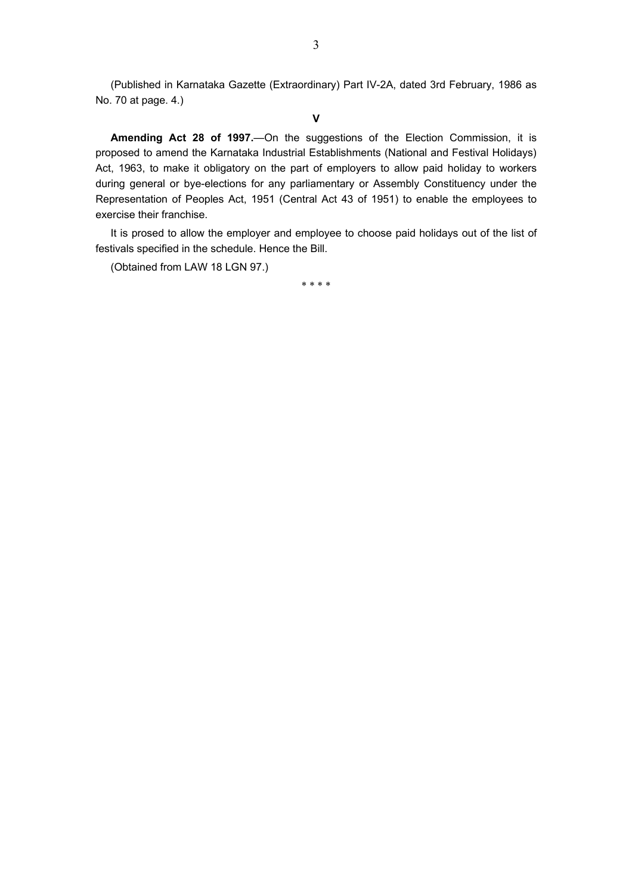(Published in Karnataka Gazette (Extraordinary) Part IV-2A, dated 3rd February, 1986 as No. 70 at page. 4.)

**V**

**Amending Act 28 of 1997.**—On the suggestions of the Election Commission, it is proposed to amend the Karnataka Industrial Establishments (National and Festival Holidays) Act, 1963, to make it obligatory on the part of employers to allow paid holiday to workers during general or bye-elections for any parliamentary or Assembly Constituency under the Representation of Peoples Act, 1951 (Central Act 43 of 1951) to enable the employees to exercise their franchise.

It is prosed to allow the employer and employee to choose paid holidays out of the list of festivals specified in the schedule. Hence the Bill.

(Obtained from LAW 18 LGN 97.)

\* \* \* \*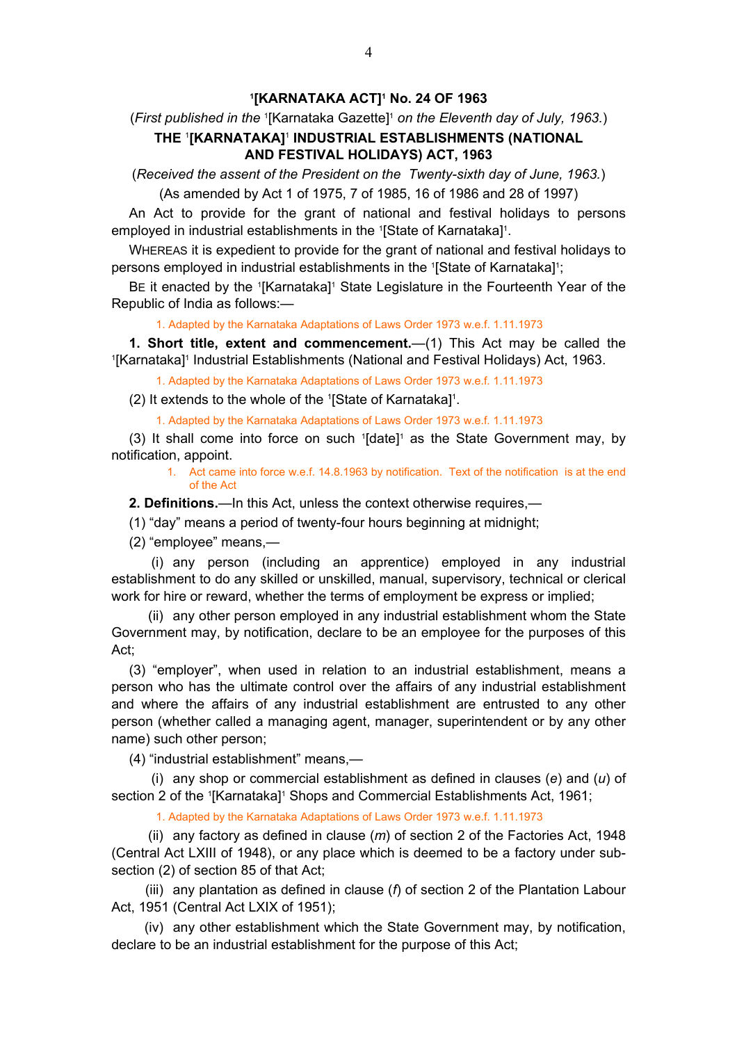# [1][KARNATAKA ACT][1] No. 24 OF 1963

(*First published in the* [1][Karnataka Gazette][1] *on the Eleventh day of July, 1963.*)

## THE [1][KARNATAKA][1] INDUSTRIAL ESTABLISHMENTS (NATIONAL AND FESTIVAL HOLIDAYS) ACT, 1963

(*Received the assent of the President on the Twenty-sixth day of June, 1963.*)

(As amended by Act 1 of 1975, 7 of 1985, 16 of 1986 and 28 of 1997)

An Act to provide for the grant of national and festival holidays to persons employed in industrial establishments in the [1][State of Karnataka][1].

WHEREAS it is expedient to provide for the grant of national and festival holidays to persons employed in industrial establishments in the [1][State of Karnataka][1];

BE it enacted by the [1][Karnataka][1] State Legislature in the Fourteenth Year of the Republic of India as follows:—

1. Adapted by the Karnataka Adaptations of Laws Order 1973 w.e.f. 1.11.1973

**1. Short title, extent and commencement.**—(1) This Act may be called the [1][Karnataka][1] Industrial Establishments (National and Festival Holidays) Act, 1963.

1. Adapted by the Karnataka Adaptations of Laws Order 1973 w.e.f. 1.11.1973

(2) It extends to the whole of the [1][State of Karnataka][1].

1. Adapted by the Karnataka Adaptations of Laws Order 1973 w.e.f. 1.11.1973

(3) It shall come into force on such [1][date][1] as the State Government may, by notification, appoint.

1. Act came into force w.e.f. 14.8.1963 by notification. Text of the notification is at the end of the Act

**2. Definitions.**—In this Act, unless the context otherwise requires,—

(1) "day" means a period of twenty-four hours beginning at midnight;

(2) "employee" means,—

(i) any person (including an apprentice) employed in any industrial establishment to do any skilled or unskilled, manual, supervisory, technical or clerical work for hire or reward, whether the terms of employment be express or implied;

(ii) any other person employed in any industrial establishment whom the State Government may, by notification, declare to be an employee for the purposes of this Act;

(3) "employer", when used in relation to an industrial establishment, means a person who has the ultimate control over the affairs of any industrial establishment and where the affairs of any industrial establishment are entrusted to any other person (whether called a managing agent, manager, superintendent or by any other name) such other person;

(4) "industrial establishment" means,—

(i) any shop or commercial establishment as defined in clauses (*e*) and (*u*) of section 2 of the [1][Karnataka][1] Shops and Commercial Establishments Act, 1961;

1. Adapted by the Karnataka Adaptations of Laws Order 1973 w.e.f. 1.11.1973

(ii) any factory as defined in clause (*m*) of section 2 of the Factories Act, 1948 (Central Act LXIII of 1948), or any place which is deemed to be a factory under sub-section (2) of section 85 of that Act;

(iii) any plantation as defined in clause (*f*) of section 2 of the Plantation Labour Act, 1951 (Central Act LXIX of 1951);

(iv) any other establishment which the State Government may, by notification, declare to be an industrial establishment for the purpose of this Act;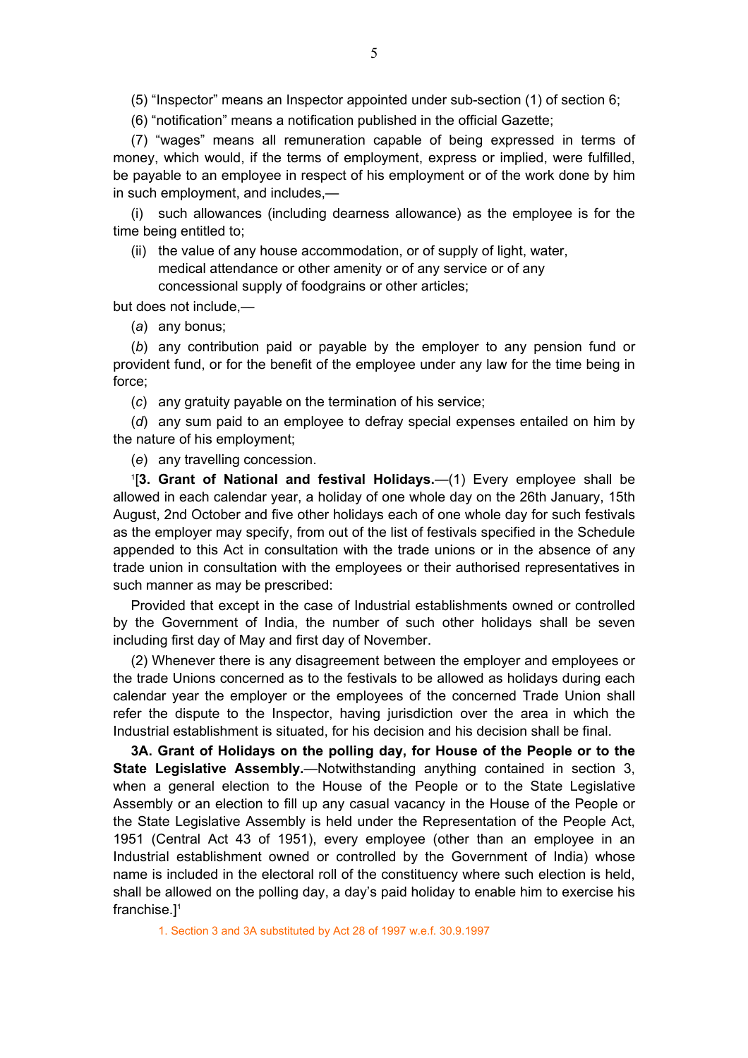(5) "Inspector" means an Inspector appointed under sub-section (1) of section 6;

(6) "notification" means a notification published in the official Gazette;

(7) "wages" means all remuneration capable of being expressed in terms of money, which would, if the terms of employment, express or implied, were fulfilled, be payable to an employee in respect of his employment or of the work done by him in such employment, and includes,—

(i) such allowances (including dearness allowance) as the employee is for the time being entitled to;

(ii) the value of any house accommodation, or of supply of light, water, medical attendance or other amenity or of any service or of any concessional supply of foodgrains or other articles;

but does not include,—

(*a*) any bonus;

(*b*) any contribution paid or payable by the employer to any pension fund or provident fund, or for the benefit of the employee under any law for the time being in force;

(*c*) any gratuity payable on the termination of his service;

(*d*) any sum paid to an employee to defray special expenses entailed on him by the nature of his employment;

(*e*) any travelling concession.

[1][**3. Grant of National and festival Holidays.**—(1) Every employee shall be allowed in each calendar year, a holiday of one whole day on the 26th January, 15th August, 2nd October and five other holidays each of one whole day for such festivals as the employer may specify, from out of the list of festivals specified in the Schedule appended to this Act in consultation with the trade unions or in the absence of any trade union in consultation with the employees or their authorised representatives in such manner as may be prescribed:

Provided that except in the case of Industrial establishments owned or controlled by the Government of India, the number of such other holidays shall be seven including first day of May and first day of November.

(2) Whenever there is any disagreement between the employer and employees or the trade Unions concerned as to the festivals to be allowed as holidays during each calendar year the employer or the employees of the concerned Trade Union shall refer the dispute to the Inspector, having jurisdiction over the area in which the Industrial establishment is situated, for his decision and his decision shall be final.

**3A. Grant of Holidays on the polling day, for House of the People or to the State Legislative Assembly.**—Notwithstanding anything contained in section 3, when a general election to the House of the People or to the State Legislative Assembly or an election to fill up any casual vacancy in the House of the People or the State Legislative Assembly is held under the Representation of the People Act, 1951 (Central Act 43 of 1951), every employee (other than an employee in an Industrial establishment owned or controlled by the Government of India) whose name is included in the electoral roll of the constituency where such election is held, shall be allowed on the polling day, a day's paid holiday to enable him to exercise his franchise.][1]

1. Section 3 and 3A substituted by Act 28 of 1997 w.e.f. 30.9.1997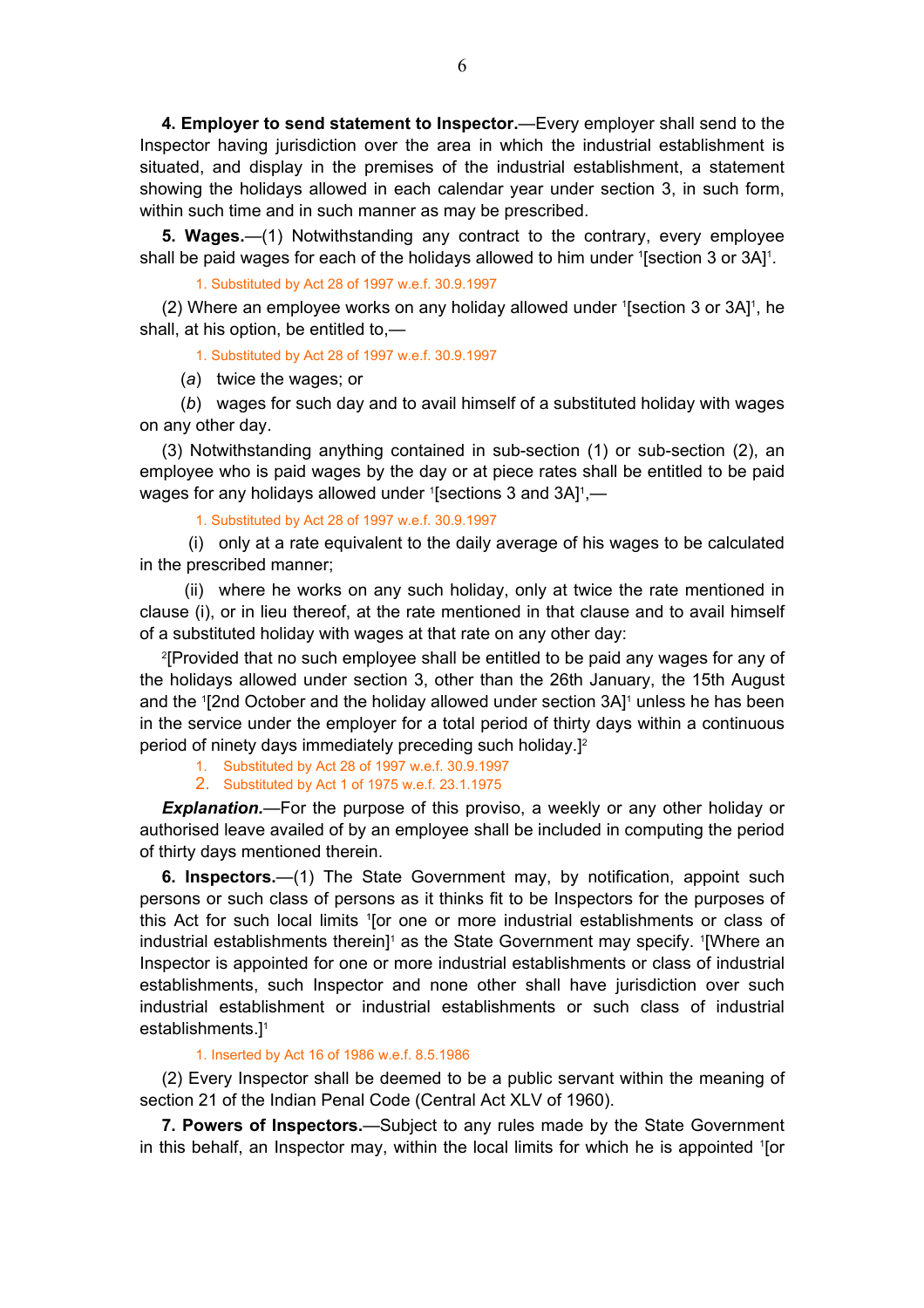**4. Employer to send statement to Inspector.**—Every employer shall send to the Inspector having jurisdiction over the area in which the industrial establishment is situated, and display in the premises of the industrial establishment, a statement showing the holidays allowed in each calendar year under section 3, in such form, within such time and in such manner as may be prescribed.

**5. Wages.**—(1) Notwithstanding any contract to the contrary, every employee shall be paid wages for each of the holidays allowed to him under [1][section 3 or 3A][1].

1. Substituted by Act 28 of 1997 w.e.f. 30.9.1997

(2) Where an employee works on any holiday allowed under [1][section 3 or 3A][1], he shall, at his option, be entitled to,—

1. Substituted by Act 28 of 1997 w.e.f. 30.9.1997

(*a*) twice the wages; or

(*b*) wages for such day and to avail himself of a substituted holiday with wages on any other day.

(3) Notwithstanding anything contained in sub-section (1) or sub-section (2), an employee who is paid wages by the day or at piece rates shall be entitled to be paid wages for any holidays allowed under [1][sections 3 and 3A][1],—

1. Substituted by Act 28 of 1997 w.e.f. 30.9.1997

(i) only at a rate equivalent to the daily average of his wages to be calculated in the prescribed manner;

(ii) where he works on any such holiday, only at twice the rate mentioned in clause (i), or in lieu thereof, at the rate mentioned in that clause and to avail himself of a substituted holiday with wages at that rate on any other day:

[2][Provided that no such employee shall be entitled to be paid any wages for any of the holidays allowed under section 3, other than the 26th January, the 15th August and the [1][2nd October and the holiday allowed under section 3A][1] unless he has been in the service under the employer for a total period of thirty days within a continuous period of ninety days immediately preceding such holiday.][2]

1. Substituted by Act 28 of 1997 w.e.f. 30.9.1997
2. Substituted by Act 1 of 1975 w.e.f. 23.1.1975

***Explanation.***—For the purpose of this proviso, a weekly or any other holiday or authorised leave availed of by an employee shall be included in computing the period of thirty days mentioned therein.

**6. Inspectors.**—(1) The State Government may, by notification, appoint such persons or such class of persons as it thinks fit to be Inspectors for the purposes of this Act for such local limits [1][or one or more industrial establishments or class of industrial establishments therein][1] as the State Government may specify. [1][Where an Inspector is appointed for one or more industrial establishments or class of industrial establishments, such Inspector and none other shall have jurisdiction over such industrial establishment or industrial establishments or such class of industrial establishments.][1]

1. Inserted by Act 16 of 1986 w.e.f. 8.5.1986

(2) Every Inspector shall be deemed to be a public servant within the meaning of section 21 of the Indian Penal Code (Central Act XLV of 1960).

**7. Powers of Inspectors.**—Subject to any rules made by the State Government in this behalf, an Inspector may, within the local limits for which he is appointed [1][or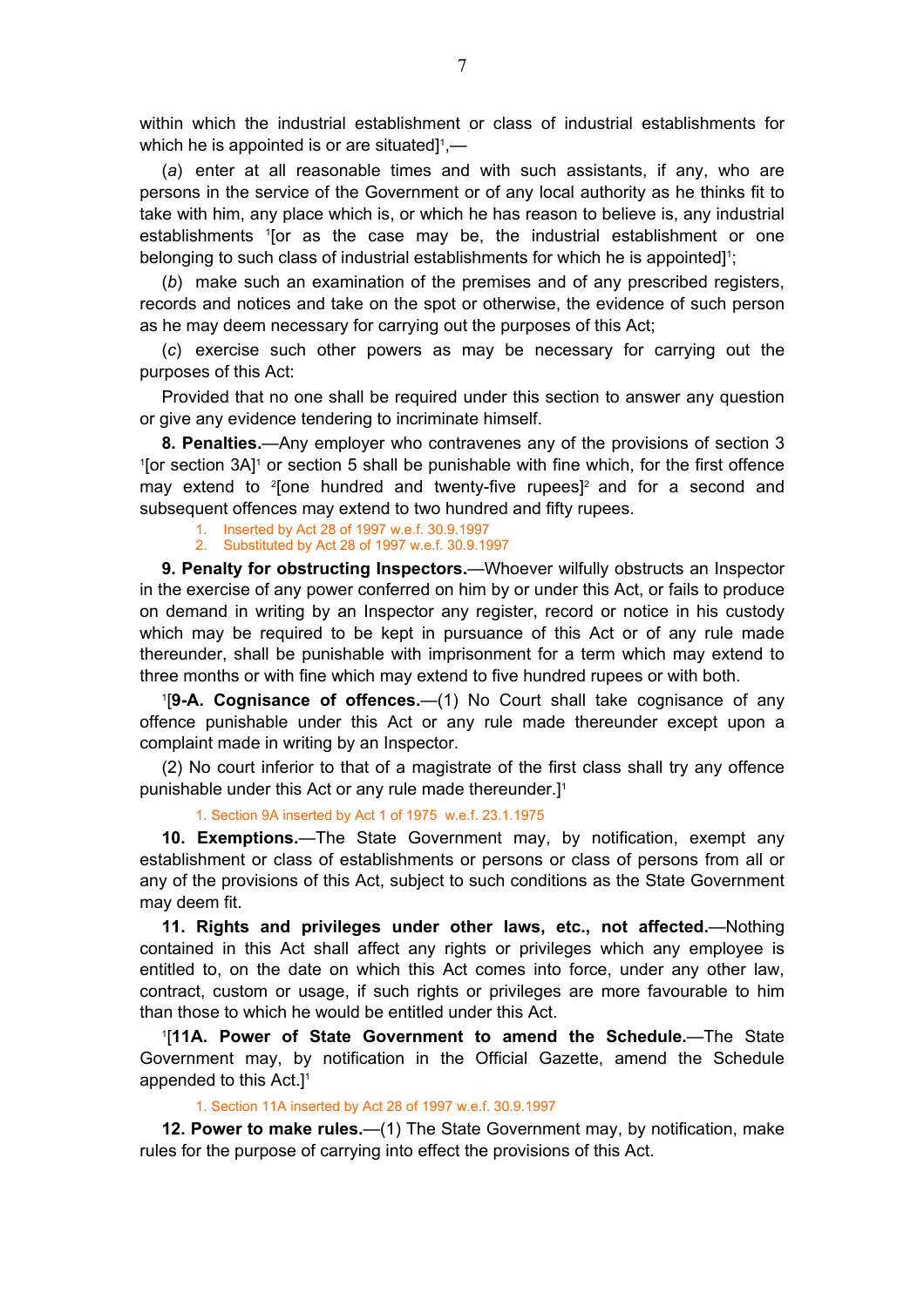within which the industrial establishment or class of industrial establishments for which he is appointed is or are situated][1],—

(*a*) enter at all reasonable times and with such assistants, if any, who are persons in the service of the Government or of any local authority as he thinks fit to take with him, any place which is, or which he has reason to believe is, any industrial establishments [1][or as the case may be, the industrial establishment or one belonging to such class of industrial establishments for which he is appointed][1];

(*b*) make such an examination of the premises and of any prescribed registers, records and notices and take on the spot or otherwise, the evidence of such person as he may deem necessary for carrying out the purposes of this Act;

(*c*) exercise such other powers as may be necessary for carrying out the purposes of this Act:

Provided that no one shall be required under this section to answer any question or give any evidence tendering to incriminate himself.

**8. Penalties.**—Any employer who contravenes any of the provisions of section 3 [1][or section 3A][1] or section 5 shall be punishable with fine which, for the first offence may extend to [2][one hundred and twenty-five rupees][2] and for a second and subsequent offences may extend to two hundred and fifty rupees.

1. Inserted by Act 28 of 1997 w.e.f. 30.9.1997
2. Substituted by Act 28 of 1997 w.e.f. 30.9.1997

**9. Penalty for obstructing Inspectors.**—Whoever wilfully obstructs an Inspector in the exercise of any power conferred on him by or under this Act, or fails to produce on demand in writing by an Inspector any register, record or notice in his custody which may be required to be kept in pursuance of this Act or of any rule made thereunder, shall be punishable with imprisonment for a term which may extend to three months or with fine which may extend to five hundred rupees or with both.

[1][**9-A. Cognisance of offences.**—(1) No Court shall take cognisance of any offence punishable under this Act or any rule made thereunder except upon a complaint made in writing by an Inspector.

(2) No court inferior to that of a magistrate of the first class shall try any offence punishable under this Act or any rule made thereunder.][1]

1. Section 9A inserted by Act 1 of 1975 w.e.f. 23.1.1975

**10. Exemptions.**—The State Government may, by notification, exempt any establishment or class of establishments or persons or class of persons from all or any of the provisions of this Act, subject to such conditions as the State Government may deem fit.

**11. Rights and privileges under other laws, etc., not affected.**—Nothing contained in this Act shall affect any rights or privileges which any employee is entitled to, on the date on which this Act comes into force, under any other law, contract, custom or usage, if such rights or privileges are more favourable to him than those to which he would be entitled under this Act.

[1][**11A. Power of State Government to amend the Schedule.**—The State Government may, by notification in the Official Gazette, amend the Schedule appended to this Act.][1]

1. Section 11A inserted by Act 28 of 1997 w.e.f. 30.9.1997

**12. Power to make rules.**—(1) The State Government may, by notification, make rules for the purpose of carrying into effect the provisions of this Act.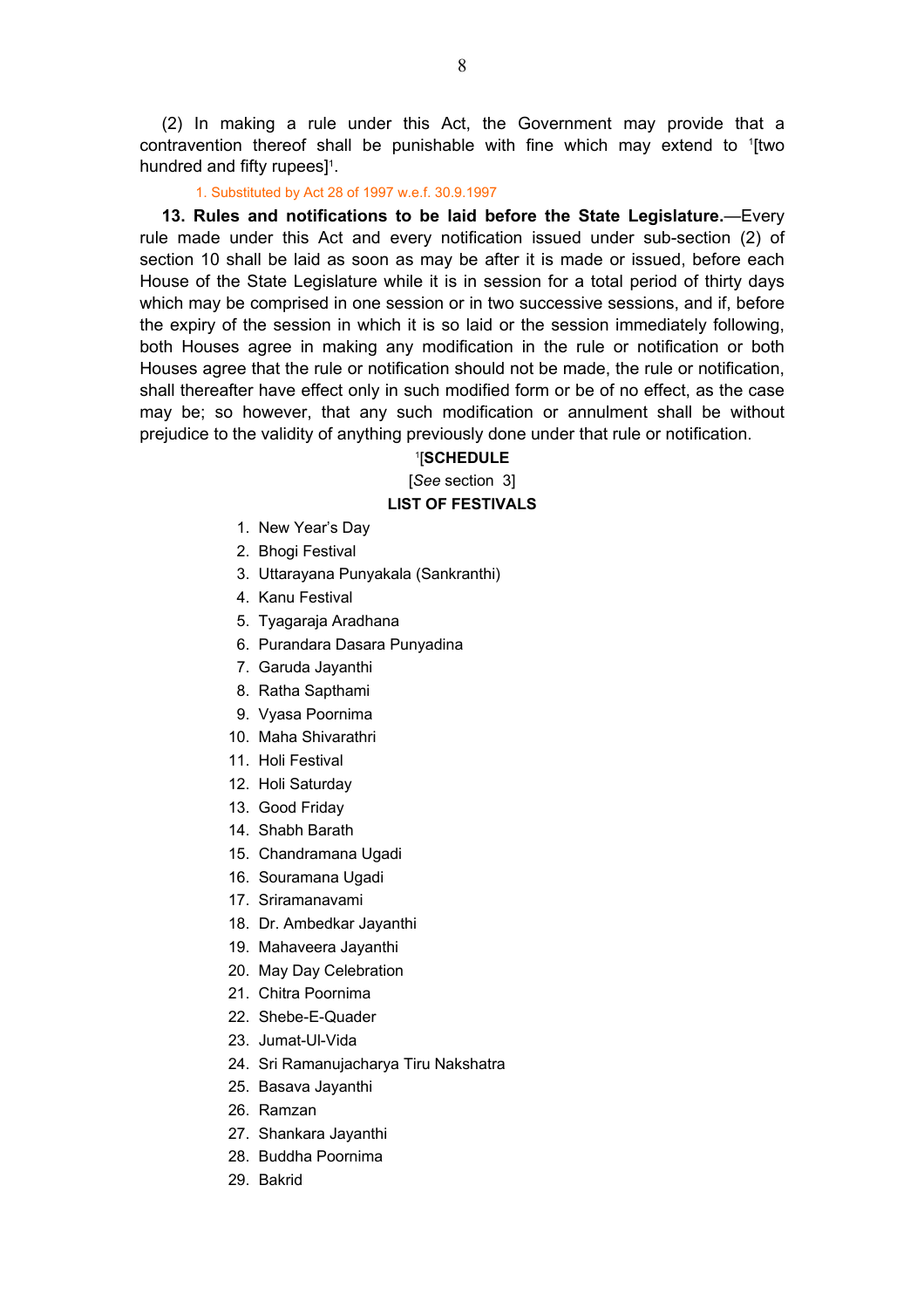(2) In making a rule under this Act, the Government may provide that a contravention thereof shall be punishable with fine which may extend to [1][two hundred and fifty rupees][1].

1. Substituted by Act 28 of 1997 w.e.f. 30.9.1997

**13. Rules and notifications to be laid before the State Legislature.**—Every rule made under this Act and every notification issued under sub-section (2) of section 10 shall be laid as soon as may be after it is made or issued, before each House of the State Legislature while it is in session for a total period of thirty days which may be comprised in one session or in two successive sessions, and if, before the expiry of the session in which it is so laid or the session immediately following, both Houses agree in making any modification in the rule or notification or both Houses agree that the rule or notification should not be made, the rule or notification, shall thereafter have effect only in such modified form or be of no effect, as the case may be; so however, that any such modification or annulment shall be without prejudice to the validity of anything previously done under that rule or notification.

[1][**SCHEDULE**

[*See* section 3]

**LIST OF FESTIVALS**

1. New Year's Day
2. Bhogi Festival
3. Uttarayana Punyakala (Sankranthi)
4. Kanu Festival
5. Tyagaraja Aradhana
6. Purandara Dasara Punyadina
7. Garuda Jayanthi
8. Ratha Sapthami
9. Vyasa Poornima
10. Maha Shivarathri
11. Holi Festival
12. Holi Saturday
13. Good Friday
14. Shabh Barath
15. Chandramana Ugadi
16. Souramana Ugadi
17. Sriramanavami
18. Dr. Ambedkar Jayanthi
19. Mahaveera Jayanthi
20. May Day Celebration
21. Chitra Poornima
22. Shebe-E-Quader
23. Jumat-Ul-Vida
24. Sri Ramanujacharya Tiru Nakshatra
25. Basava Jayanthi
26. Ramzan
27. Shankara Jayanthi
28. Buddha Poornima
29. Bakrid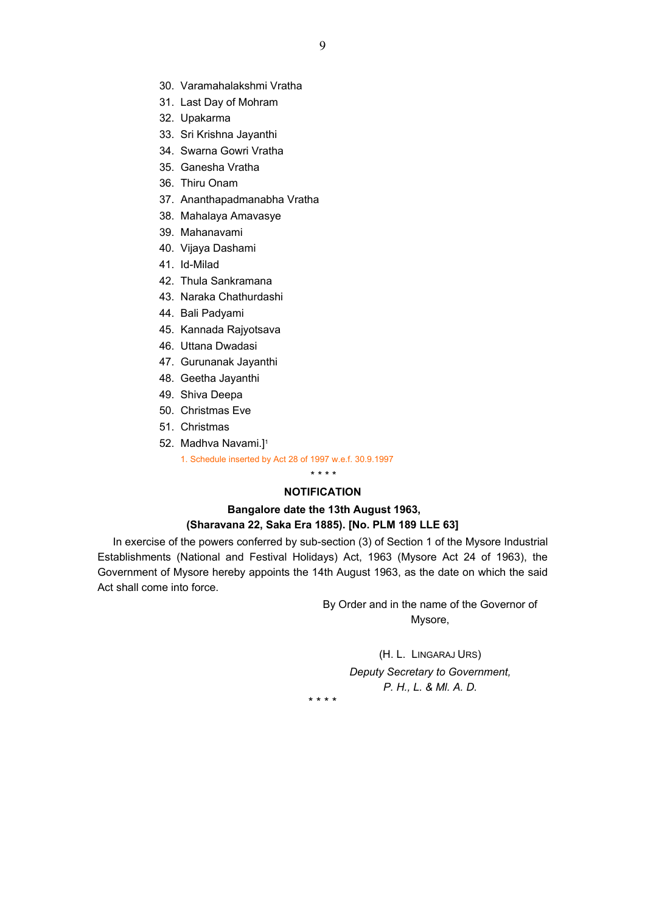30. Varamahalakshmi Vratha
31. Last Day of Mohram
32. Upakarma
33. Sri Krishna Jayanthi
34. Swarna Gowri Vratha
35. Ganesha Vratha
36. Thiru Onam
37. Ananthapadmanabha Vratha
38. Mahalaya Amavasye
39. Mahanavami
40. Vijaya Dashami
41. Id-Milad
42. Thula Sankramana
43. Naraka Chathurdashi
44. Bali Padyami
45. Kannada Rajyotsava
46. Uttana Dwadasi
47. Gurunanak Jayanthi
48. Geetha Jayanthi
49. Shiva Deepa
50. Christmas Eve
51. Christmas
52. Madhva Navami.][1]

1. Schedule inserted by Act 28 of 1997 w.e.f. 30.9.1997

\* \* \* \*

**NOTIFICATION**

**Bangalore date the 13th August 1963, (Sharavana 22, Saka Era 1885). [No. PLM 189 LLE 63]**

In exercise of the powers conferred by sub-section (3) of Section 1 of the Mysore Industrial Establishments (National and Festival Holidays) Act, 1963 (Mysore Act 24 of 1963), the Government of Mysore hereby appoints the 14th August 1963, as the date on which the said Act shall come into force.

By Order and in the name of the Governor of Mysore,

(H. L. LINGARAJ URS)
*Deputy Secretary to Government,*
*P. H., L. & Ml. A. D.*

\* \* \* \*